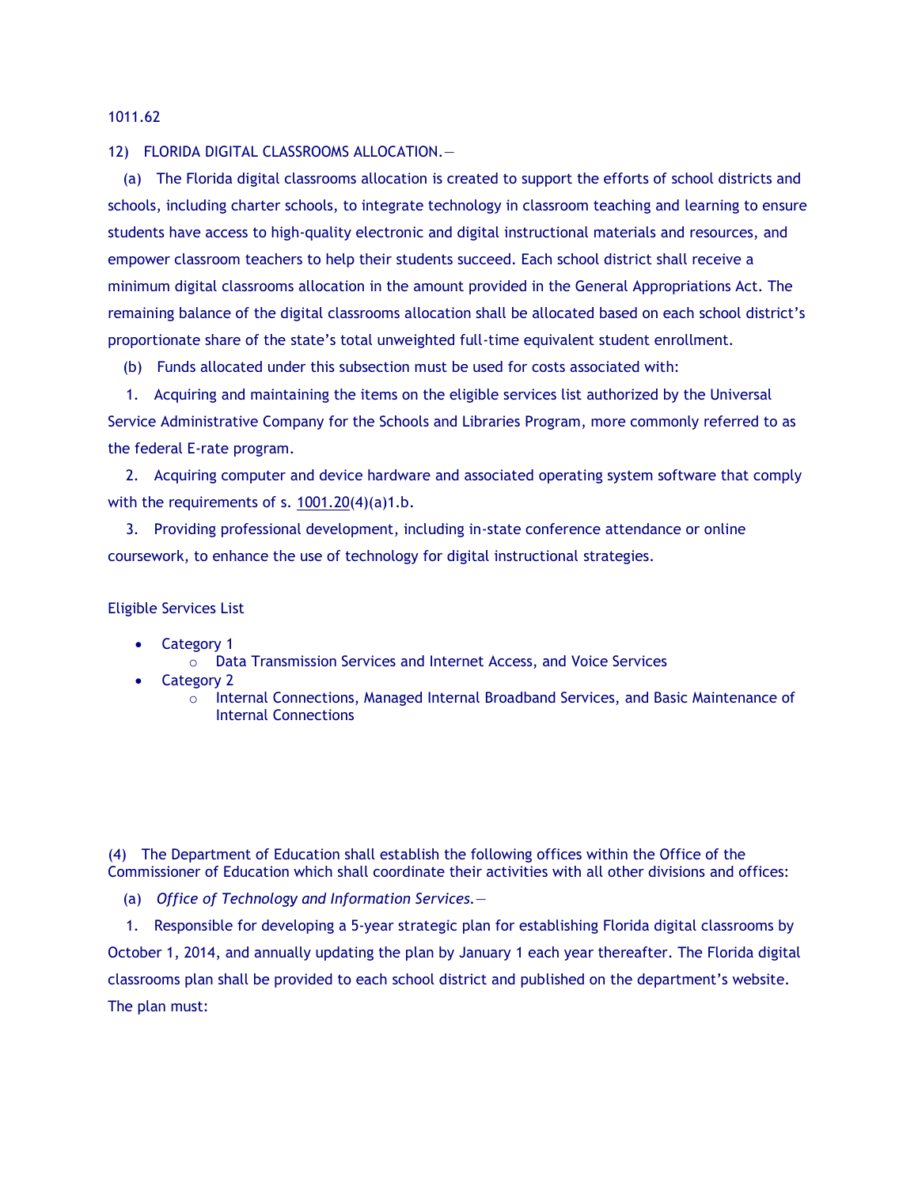1011.62

12) FLORIDA DIGITAL CLASSROOMS ALLOCATION.—

(a) The Florida digital classrooms allocation is created to support the efforts of school districts and schools, including charter schools, to integrate technology in classroom teaching and learning to ensure students have access to high-quality electronic and digital instructional materials and resources, and empower classroom teachers to help their students succeed. Each school district shall receive a minimum digital classrooms allocation in the amount provided in the General Appropriations Act. The remaining balance of the digital classrooms allocation shall be allocated based on each school district's proportionate share of the state's total unweighted full-time equivalent student enrollment.

(b) Funds allocated under this subsection must be used for costs associated with:

1. Acquiring and maintaining the items on the eligible services list authorized by the Universal Service Administrative Company for the Schools and Libraries Program, more commonly referred to as the federal E-rate program.

2. Acquiring computer and device hardware and associated operating system software that comply with the requirements of s. 1001.20(4)(a)1.b.

3. Providing professional development, including in-state conference attendance or online coursework, to enhance the use of technology for digital instructional strategies.

Eligible Services List

- Category 1
  - Data Transmission Services and Internet Access, and Voice Services
- Category 2
  - Internal Connections, Managed Internal Broadband Services, and Basic Maintenance of Internal Connections

(4) The Department of Education shall establish the following offices within the Office of the Commissioner of Education which shall coordinate their activities with all other divisions and offices:

(a) *Office of Technology and Information Services.—*

1. Responsible for developing a 5-year strategic plan for establishing Florida digital classrooms by October 1, 2014, and annually updating the plan by January 1 each year thereafter. The Florida digital classrooms plan shall be provided to each school district and published on the department's website. The plan must: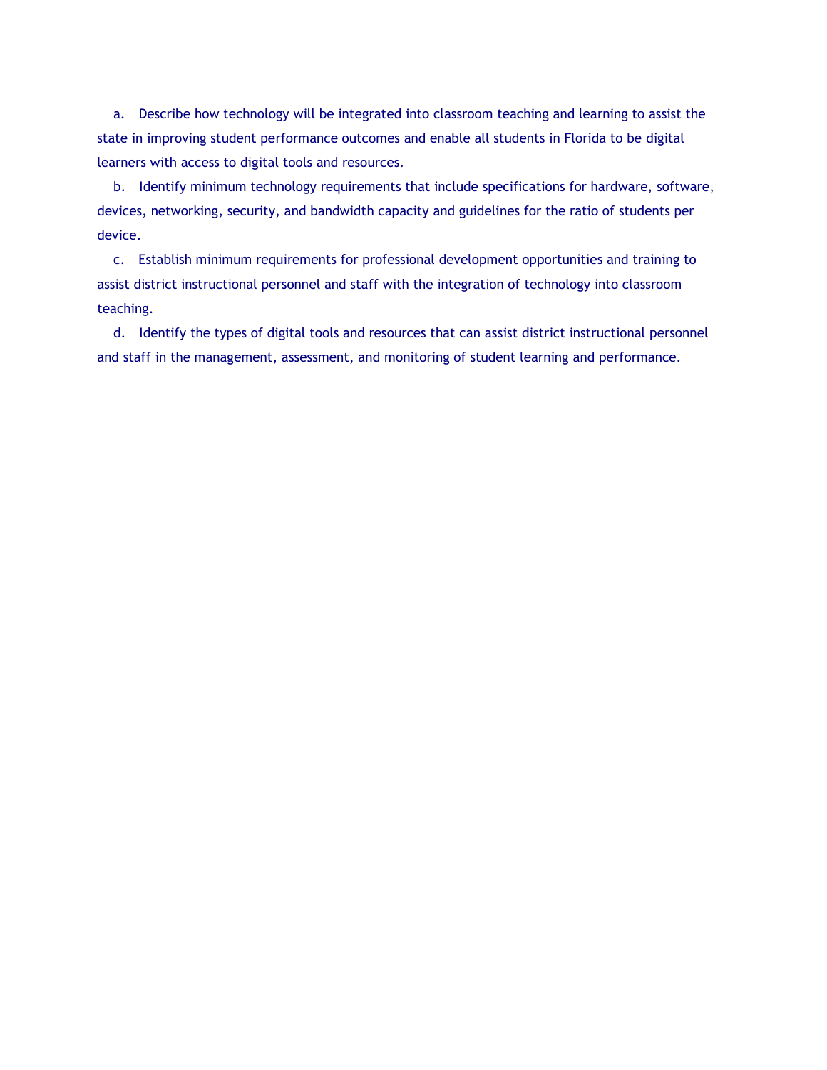a. Describe how technology will be integrated into classroom teaching and learning to assist the state in improving student performance outcomes and enable all students in Florida to be digital learners with access to digital tools and resources.

b. Identify minimum technology requirements that include specifications for hardware, software, devices, networking, security, and bandwidth capacity and guidelines for the ratio of students per device.

c. Establish minimum requirements for professional development opportunities and training to assist district instructional personnel and staff with the integration of technology into classroom teaching.

d. Identify the types of digital tools and resources that can assist district instructional personnel and staff in the management, assessment, and monitoring of student learning and performance.